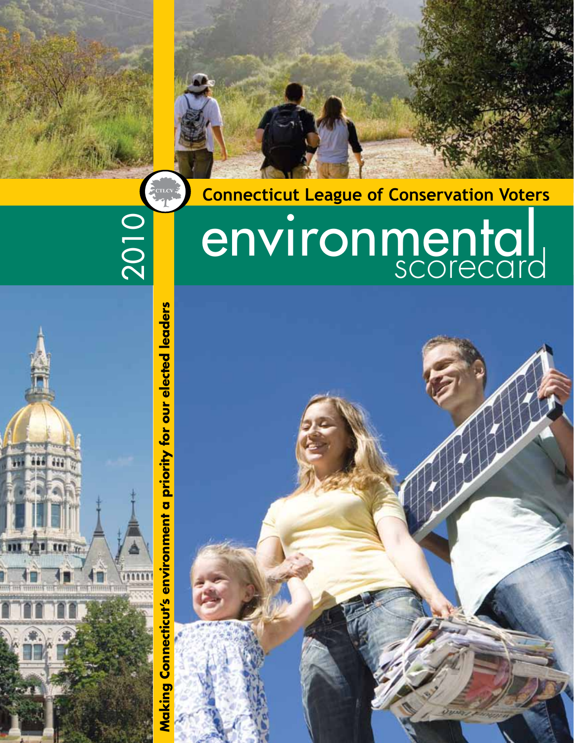**Connecticut League of Conservation Voters**

2010

# environmental scorecard

**Making Connecticut's environment a priority for our elected leaders**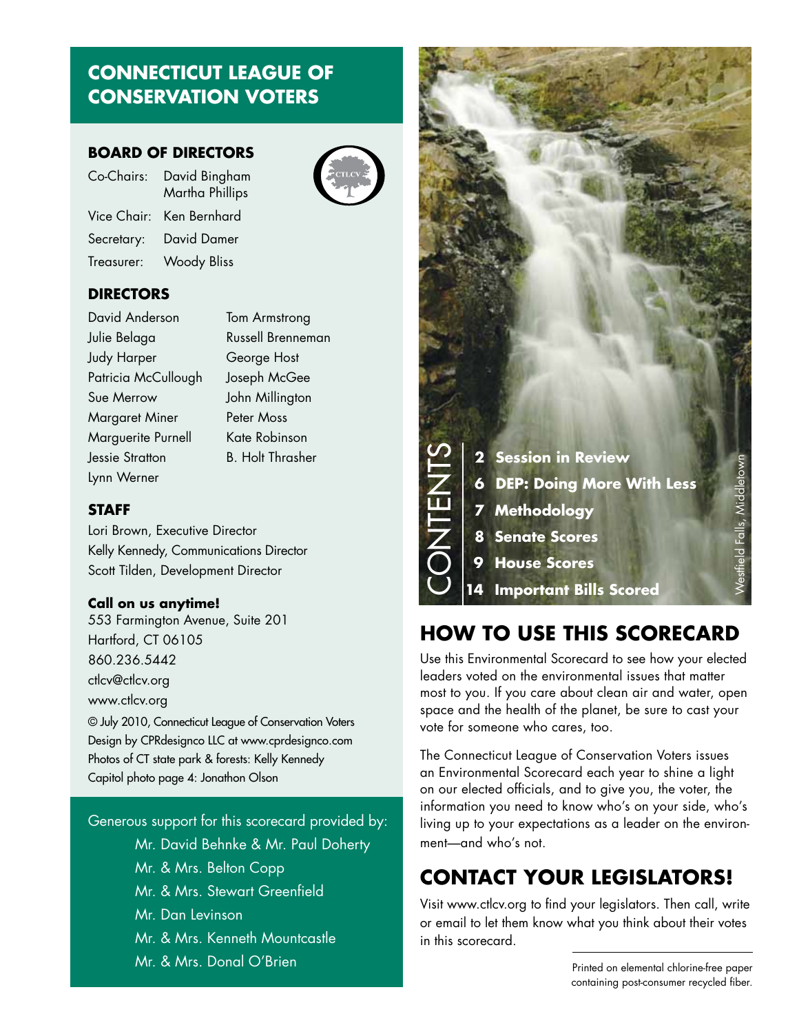# CONNECTICUT LEAGUE OF CONSERVATION VOTERS

## BOARD OF DIRECTORS

Co-Chairs: David Bingham, Martha Phillips
Vice Chair: Ken Bernhard
Secretary: David Damer
Treasurer: Woody Bliss

## DIRECTORS

David Anderson
Julie Belaga
Judy Harper
Patricia McCullough
Sue Merrow
Margaret Miner
Marguerite Purnell
Jessie Stratton
Lynn Werner
Tom Armstrong
Russell Brenneman
George Host
Joseph McGee
John Millington
Peter Moss
Kate Robinson
B. Holt Thrasher

## STAFF

Lori Brown, Executive Director
Kelly Kennedy, Communications Director
Scott Tilden, Development Director

**Call on us anytime!**
553 Farmington Avenue, Suite 201
Hartford, CT 06105
860.236.5442
ctlcv@ctlcv.org
www.ctlcv.org

© July 2010, Connecticut League of Conservation Voters
Design by CPRdesignco LLC at www.cprdesignco.com
Photos of CT state park & forests: Kelly Kennedy
Capitol photo page 4: Jonathon Olson

Generous support for this scorecard provided by:
Mr. David Behnke & Mr. Paul Doherty
Mr. & Mrs. Belton Copp
Mr. & Mrs. Stewart Greenfield
Mr. Dan Levinson
Mr. & Mrs. Kenneth Mountcastle
Mr. & Mrs. Donal O'Brien

## CONTENTS

- 2 **Session in Review**
- 6 **DEP: Doing More With Less**
- 7 **Methodology**
- 8 **Senate Scores**
- 9 **House Scores**
- 14 **Important Bills Scored**

Westfield Falls, Middletown

## HOW TO USE THIS SCORECARD

Use this Environmental Scorecard to see how your elected leaders voted on the environmental issues that matter most to you. If you care about clean air and water, open space and the health of the planet, be sure to cast your vote for someone who cares, too.

The Connecticut League of Conservation Voters issues an Environmental Scorecard each year to shine a light on our elected officials, and to give you, the voter, the information you need to know who's on your side, who's living up to your expectations as a leader on the environment—and who's not.

## CONTACT YOUR LEGISLATORS!

Visit www.ctlcv.org to find your legislators. Then call, write or email to let them know what you think about their votes in this scorecard.

Printed on elemental chlorine-free paper containing post-consumer recycled fiber.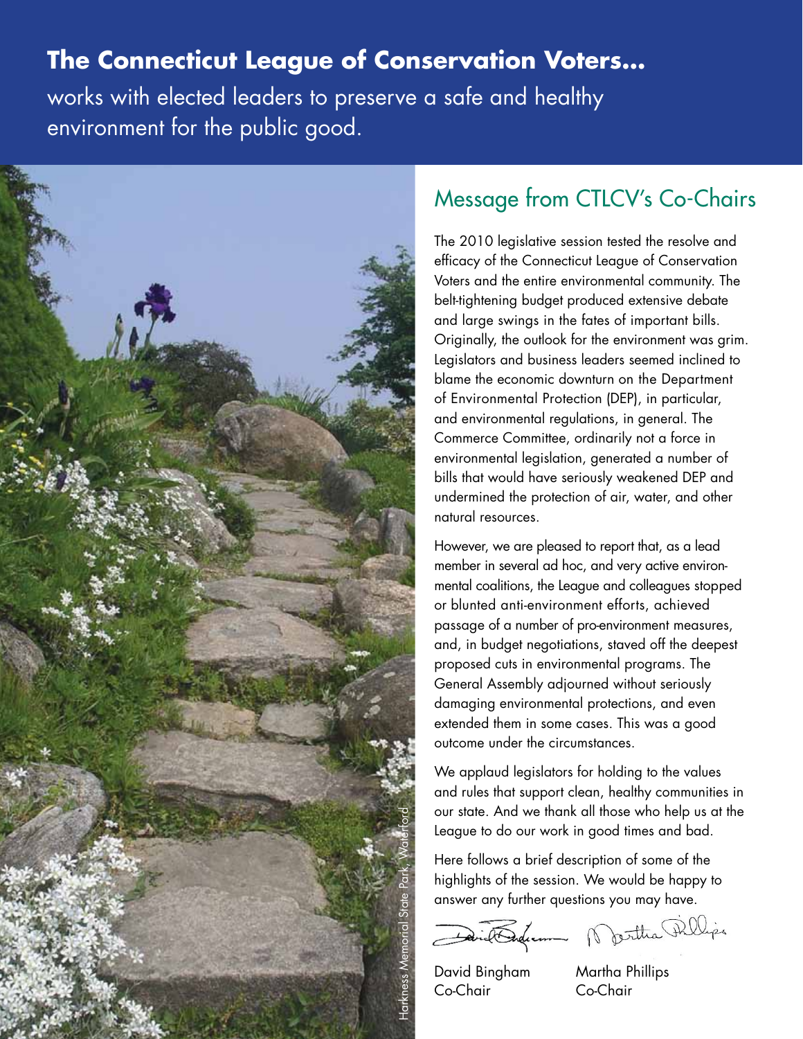# The Connecticut League of Conservation Voters...

works with elected leaders to preserve a safe and healthy environment for the public good.

Harkness Memorial State Park, Waterford

## Message from CTLCV's Co-Chairs

The 2010 legislative session tested the resolve and efficacy of the Connecticut League of Conservation Voters and the entire environmental community. The belt-tightening budget produced extensive debate and large swings in the fates of important bills. Originally, the outlook for the environment was grim. Legislators and business leaders seemed inclined to blame the economic downturn on the Department of Environmental Protection (DEP), in particular, and environmental regulations, in general. The Commerce Committee, ordinarily not a force in environmental legislation, generated a number of bills that would have seriously weakened DEP and undermined the protection of air, water, and other natural resources.

However, we are pleased to report that, as a lead member in several ad hoc, and very active environmental coalitions, the League and colleagues stopped or blunted anti-environment efforts, achieved passage of a number of pro-environment measures, and, in budget negotiations, staved off the deepest proposed cuts in environmental programs. The General Assembly adjourned without seriously damaging environmental protections, and even extended them in some cases. This was a good outcome under the circumstances.

We applaud legislators for holding to the values and rules that support clean, healthy communities in our state. And we thank all those who help us at the League to do our work in good times and bad.

Here follows a brief description of some of the highlights of the session. We would be happy to answer any further questions you may have.

David Bingham
Co-Chair

Martha Phillips
Co-Chair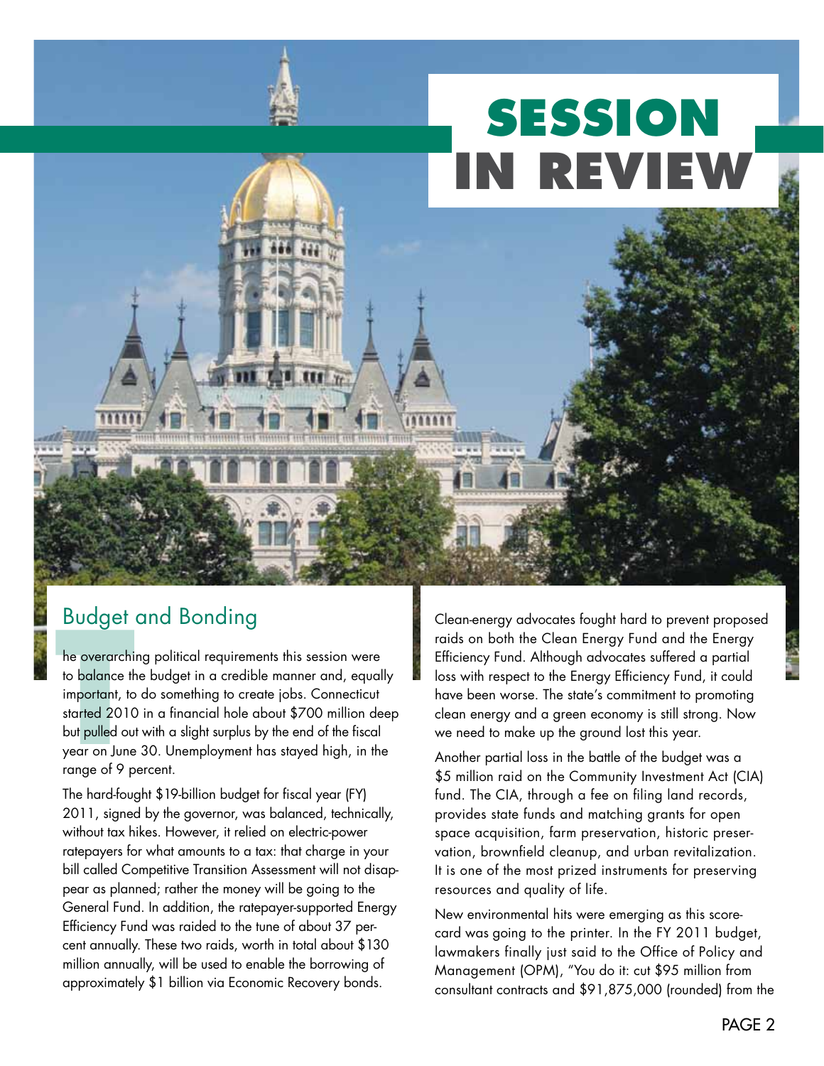# SESSION IN REVIEW

## Budget and Bonding

The overarching political requirements this session were to balance the budget in a credible manner and, equally important, to do something to create jobs. Connecticut started 2010 in a financial hole about $700 million deep but pulled out with a slight surplus by the end of the fiscal year on June 30. Unemployment has stayed high, in the range of 9 percent.

The hard-fought $19-billion budget for fiscal year (FY) 2011, signed by the governor, was balanced, technically, without tax hikes. However, it relied on electric-power ratepayers for what amounts to a tax: that charge in your bill called Competitive Transition Assessment will not disappear as planned; rather the money will be going to the General Fund. In addition, the ratepayer-supported Energy Efficiency Fund was raided to the tune of about 37 percent annually. These two raids, worth in total about $130 million annually, will be used to enable the borrowing of approximately $1 billion via Economic Recovery bonds.

Clean-energy advocates fought hard to prevent proposed raids on both the Clean Energy Fund and the Energy Efficiency Fund. Although advocates suffered a partial loss with respect to the Energy Efficiency Fund, it could have been worse. The state's commitment to promoting clean energy and a green economy is still strong. Now we need to make up the ground lost this year.

Another partial loss in the battle of the budget was a $5 million raid on the Community Investment Act (CIA) fund. The CIA, through a fee on filing land records, provides state funds and matching grants for open space acquisition, farm preservation, historic preservation, brownfield cleanup, and urban revitalization. It is one of the most prized instruments for preserving resources and quality of life.

New environmental hits were emerging as this scorecard was going to the printer. In the FY 2011 budget, lawmakers finally just said to the Office of Policy and Management (OPM), "You do it: cut $95 million from consultant contracts and $91,875,000 (rounded) from the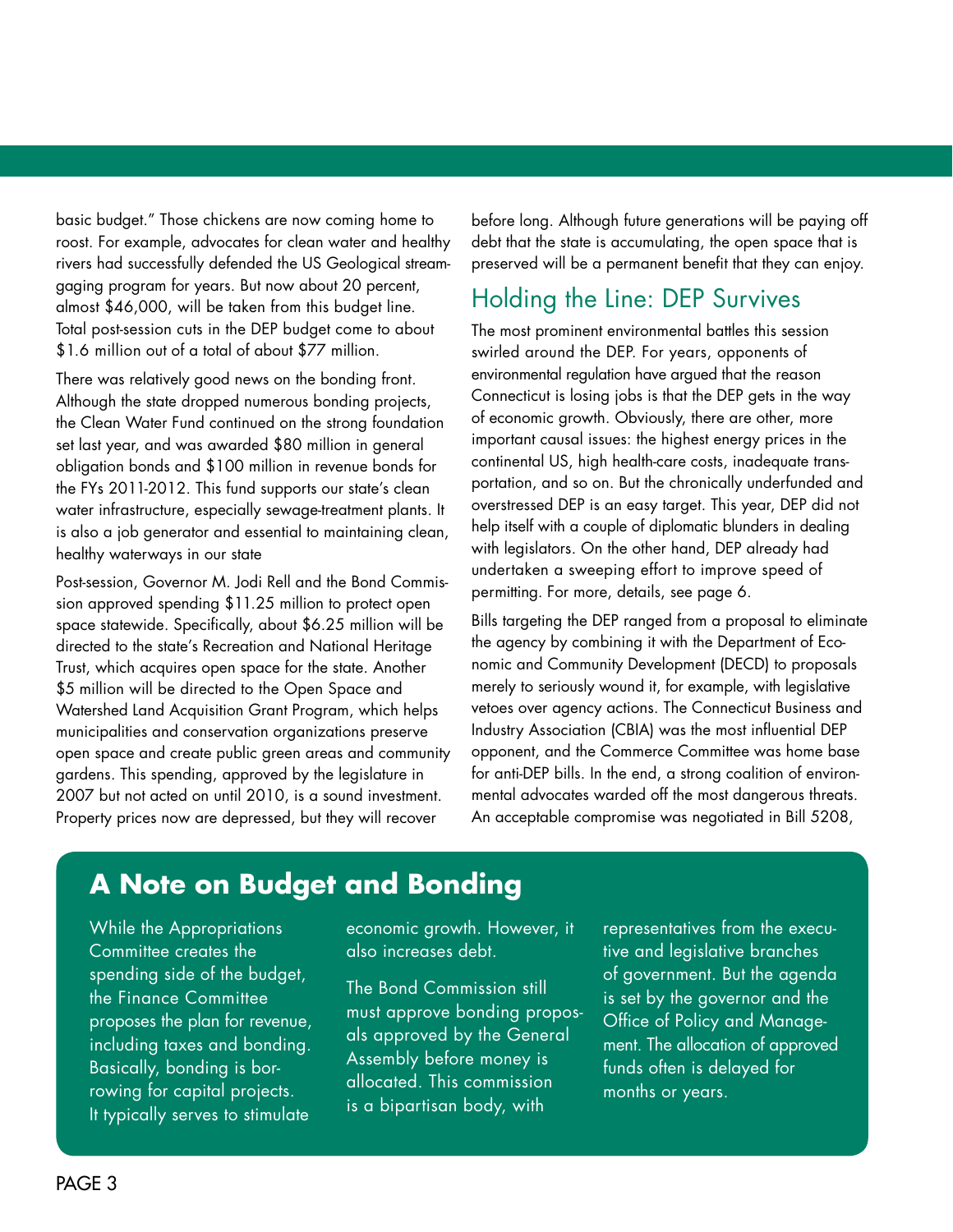basic budget." Those chickens are now coming home to roost. For example, advocates for clean water and healthy rivers had successfully defended the US Geological stream-gaging program for years. But now about 20 percent, almost $46,000, will be taken from this budget line. Total post-session cuts in the DEP budget come to about $1.6 million out of a total of about $77 million.

There was relatively good news on the bonding front. Although the state dropped numerous bonding projects, the Clean Water Fund continued on the strong foundation set last year, and was awarded $80 million in general obligation bonds and $100 million in revenue bonds for the FYs 2011-2012. This fund supports our state's clean water infrastructure, especially sewage-treatment plants. It is also a job generator and essential to maintaining clean, healthy waterways in our state

Post-session, Governor M. Jodi Rell and the Bond Commission approved spending $11.25 million to protect open space statewide. Specifically, about $6.25 million will be directed to the state's Recreation and National Heritage Trust, which acquires open space for the state. Another $5 million will be directed to the Open Space and Watershed Land Acquisition Grant Program, which helps municipalities and conservation organizations preserve open space and create public green areas and community gardens. This spending, approved by the legislature in 2007 but not acted on until 2010, is a sound investment. Property prices now are depressed, but they will recover before long. Although future generations will be paying off debt that the state is accumulating, the open space that is preserved will be a permanent benefit that they can enjoy.

## Holding the Line: DEP Survives

The most prominent environmental battles this session swirled around the DEP. For years, opponents of environmental regulation have argued that the reason Connecticut is losing jobs is that the DEP gets in the way of economic growth. Obviously, there are other, more important causal issues: the highest energy prices in the continental US, high health-care costs, inadequate transportation, and so on. But the chronically underfunded and overstressed DEP is an easy target. This year, DEP did not help itself with a couple of diplomatic blunders in dealing with legislators. On the other hand, DEP already had undertaken a sweeping effort to improve speed of permitting. For more, details, see page 6.

Bills targeting the DEP ranged from a proposal to eliminate the agency by combining it with the Department of Economic and Community Development (DECD) to proposals merely to seriously wound it, for example, with legislative vetoes over agency actions. The Connecticut Business and Industry Association (CBIA) was the most influential DEP opponent, and the Commerce Committee was home base for anti-DEP bills. In the end, a strong coalition of environmental advocates warded off the most dangerous threats. An acceptable compromise was negotiated in Bill 5208,

## A Note on Budget and Bonding

While the Appropriations Committee creates the spending side of the budget, the Finance Committee proposes the plan for revenue, including taxes and bonding. Basically, bonding is borrowing for capital projects. It typically serves to stimulate economic growth. However, it also increases debt.

The Bond Commission still must approve bonding proposals approved by the General Assembly before money is allocated. This commission is a bipartisan body, with representatives from the executive and legislative branches of government. But the agenda is set by the governor and the Office of Policy and Management. The allocation of approved funds often is delayed for months or years.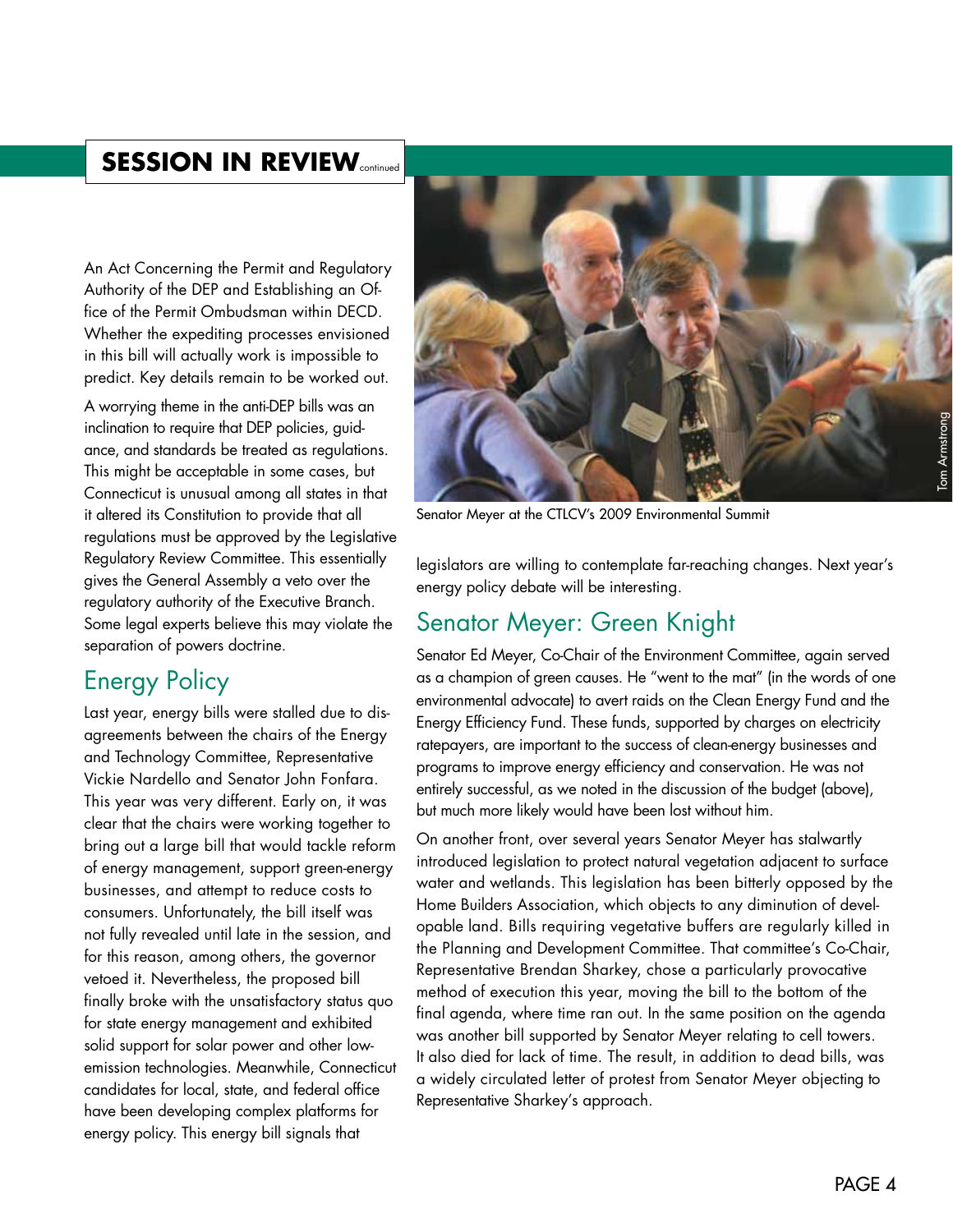## SESSION IN REVIEW continued

An Act Concerning the Permit and Regulatory Authority of the DEP and Establishing an Office of the Permit Ombudsman within DECD. Whether the expediting processes envisioned in this bill will actually work is impossible to predict. Key details remain to be worked out.

A worrying theme in the anti-DEP bills was an inclination to require that DEP policies, guidance, and standards be treated as regulations. This might be acceptable in some cases, but Connecticut is unusual among all states in that it altered its Constitution to provide that all regulations must be approved by the Legislative Regulatory Review Committee. This essentially gives the General Assembly a veto over the regulatory authority of the Executive Branch. Some legal experts believe this may violate the separation of powers doctrine.

## Energy Policy

Last year, energy bills were stalled due to disagreements between the chairs of the Energy and Technology Committee, Representative Vickie Nardello and Senator John Fonfara. This year was very different. Early on, it was clear that the chairs were working together to bring out a large bill that would tackle reform of energy management, support green-energy businesses, and attempt to reduce costs to consumers. Unfortunately, the bill itself was not fully revealed until late in the session, and for this reason, among others, the governor vetoed it. Nevertheless, the proposed bill finally broke with the unsatisfactory status quo for state energy management and exhibited solid support for solar power and other low-emission technologies. Meanwhile, Connecticut candidates for local, state, and federal office have been developing complex platforms for energy policy. This energy bill signals that legislators are willing to contemplate far-reaching changes. Next year's energy policy debate will be interesting.

Tom Armstrong

Senator Meyer at the CTLCV's 2009 Environmental Summit

## Senator Meyer: Green Knight

Senator Ed Meyer, Co-Chair of the Environment Committee, again served as a champion of green causes. He "went to the mat" (in the words of one environmental advocate) to avert raids on the Clean Energy Fund and the Energy Efficiency Fund. These funds, supported by charges on electricity ratepayers, are important to the success of clean-energy businesses and programs to improve energy efficiency and conservation. He was not entirely successful, as we noted in the discussion of the budget (above), but much more likely would have been lost without him.

On another front, over several years Senator Meyer has stalwartly introduced legislation to protect natural vegetation adjacent to surface water and wetlands. This legislation has been bitterly opposed by the Home Builders Association, which objects to any diminution of developable land. Bills requiring vegetative buffers are regularly killed in the Planning and Development Committee. That committee's Co-Chair, Representative Brendan Sharkey, chose a particularly provocative method of execution this year, moving the bill to the bottom of the final agenda, where time ran out. In the same position on the agenda was another bill supported by Senator Meyer relating to cell towers. It also died for lack of time. The result, in addition to dead bills, was a widely circulated letter of protest from Senator Meyer objecting to Representative Sharkey's approach.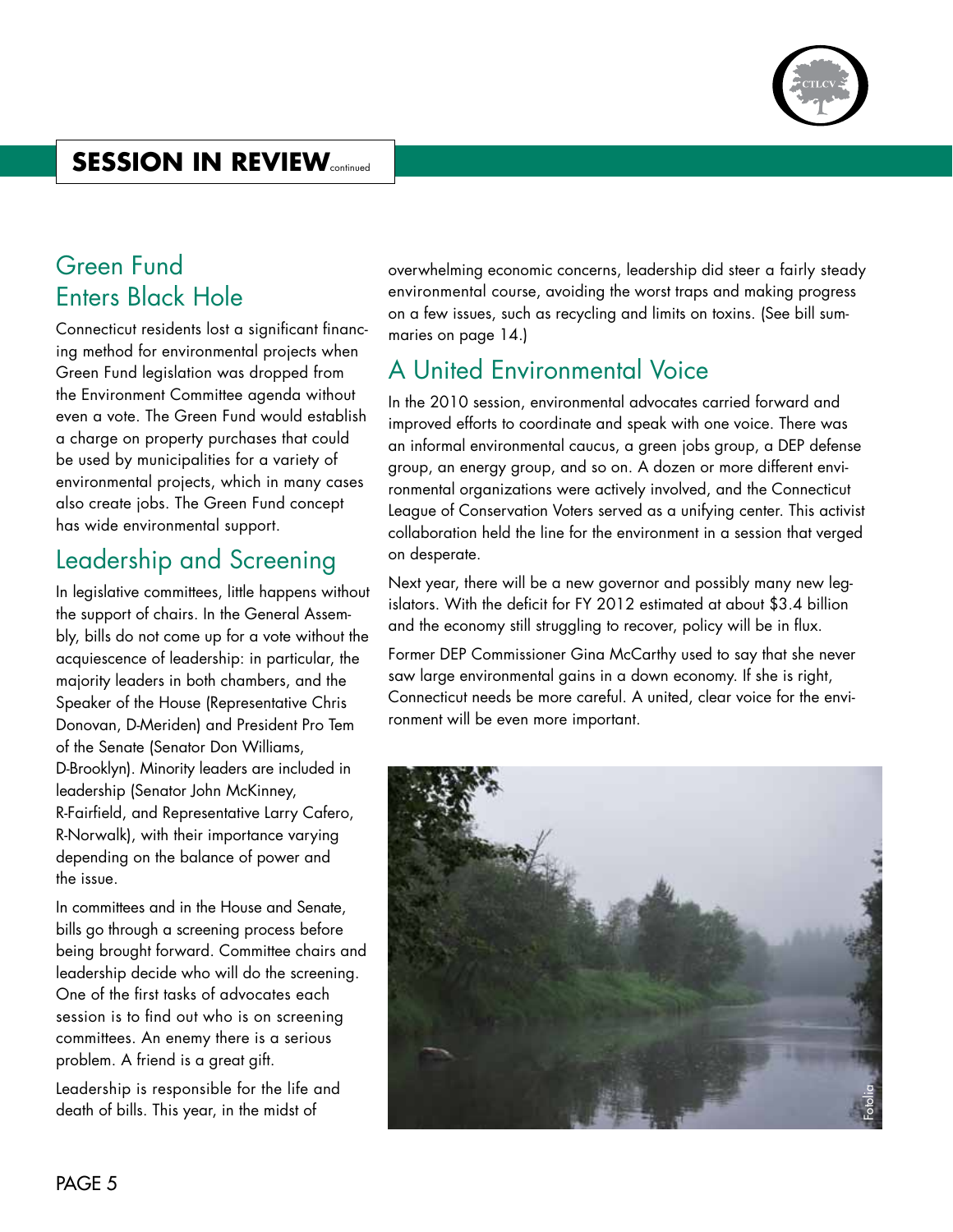## SESSION IN REVIEW continued

## Green Fund Enters Black Hole

Connecticut residents lost a significant financing method for environmental projects when Green Fund legislation was dropped from the Environment Committee agenda without even a vote. The Green Fund would establish a charge on property purchases that could be used by municipalities for a variety of environmental projects, which in many cases also create jobs. The Green Fund concept has wide environmental support.

## Leadership and Screening

In legislative committees, little happens without the support of chairs. In the General Assembly, bills do not come up for a vote without the acquiescence of leadership: in particular, the majority leaders in both chambers, and the Speaker of the House (Representative Chris Donovan, D-Meriden) and President Pro Tem of the Senate (Senator Don Williams, D-Brooklyn). Minority leaders are included in leadership (Senator John McKinney, R-Fairfield, and Representative Larry Cafero, R-Norwalk), with their importance varying depending on the balance of power and the issue.

In committees and in the House and Senate, bills go through a screening process before being brought forward. Committee chairs and leadership decide who will do the screening. One of the first tasks of advocates each session is to find out who is on screening committees. An enemy there is a serious problem. A friend is a great gift.

Leadership is responsible for the life and death of bills. This year, in the midst of overwhelming economic concerns, leadership did steer a fairly steady environmental course, avoiding the worst traps and making progress on a few issues, such as recycling and limits on toxins. (See bill summaries on page 14.)

## A United Environmental Voice

In the 2010 session, environmental advocates carried forward and improved efforts to coordinate and speak with one voice. There was an informal environmental caucus, a green jobs group, a DEP defense group, an energy group, and so on. A dozen or more different environmental organizations were actively involved, and the Connecticut League of Conservation Voters served as a unifying center. This activist collaboration held the line for the environment in a session that verged on desperate.

Next year, there will be a new governor and possibly many new legislators. With the deficit for FY 2012 estimated at about $3.4 billion and the economy still struggling to recover, policy will be in flux.

Former DEP Commissioner Gina McCarthy used to say that she never saw large environmental gains in a down economy. If she is right, Connecticut needs be more careful. A united, clear voice for the environment will be even more important.

Fotolia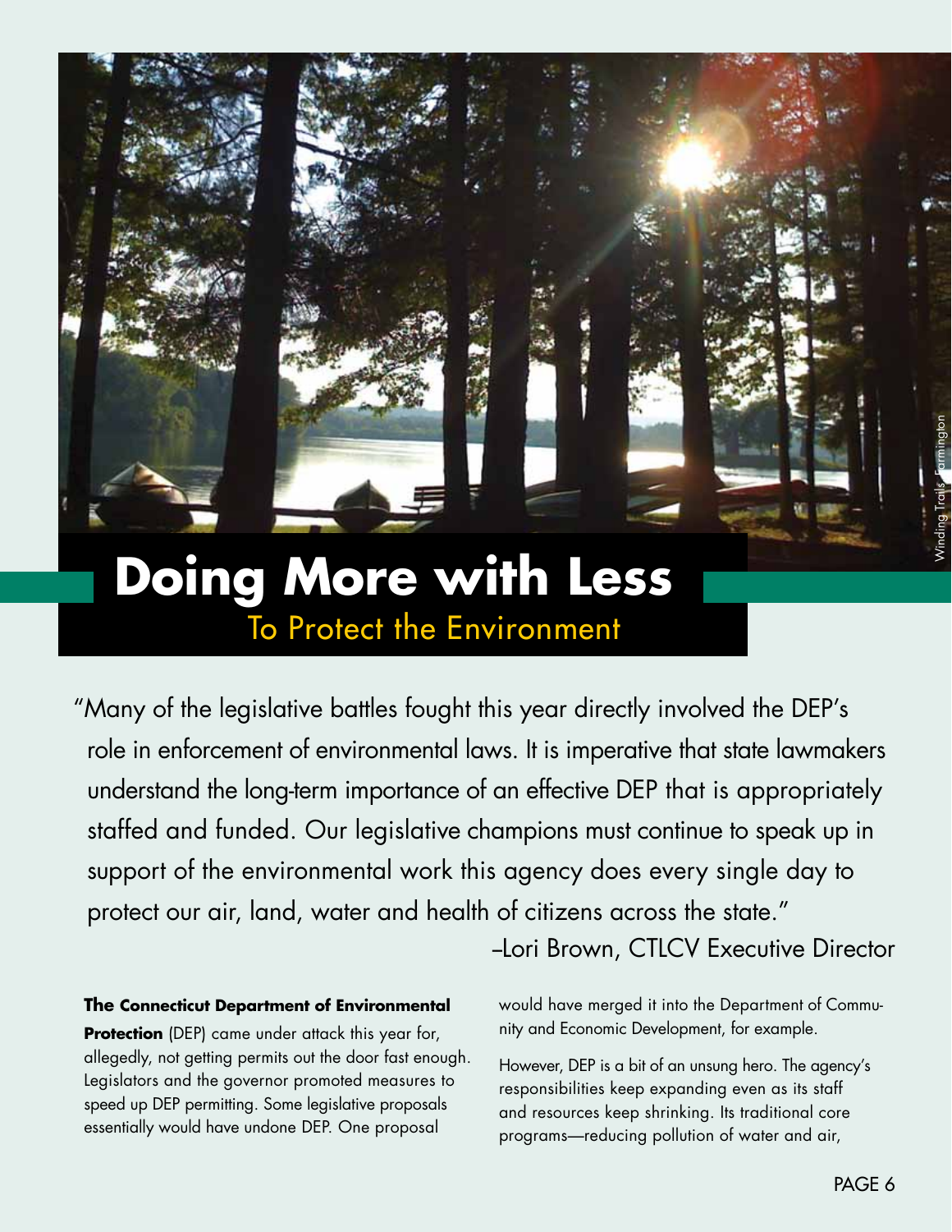# Doing More with Less

## To Protect the Environment

"Many of the legislative battles fought this year directly involved the DEP's role in enforcement of environmental laws. It is imperative that state lawmakers understand the long-term importance of an effective DEP that is appropriately staffed and funded. Our legislative champions must continue to speak up in support of the environmental work this agency does every single day to protect our air, land, water and health of citizens across the state."

–Lori Brown, CTLCV Executive Director

**The Connecticut Department of Environmental Protection** (DEP) came under attack this year for, allegedly, not getting permits out the door fast enough. Legislators and the governor promoted measures to speed up DEP permitting. Some legislative proposals essentially would have undone DEP. One proposal would have merged it into the Department of Community and Economic Development, for example.

However, DEP is a bit of an unsung hero. The agency's responsibilities keep expanding even as its staff and resources keep shrinking. Its traditional core programs—reducing pollution of water and air,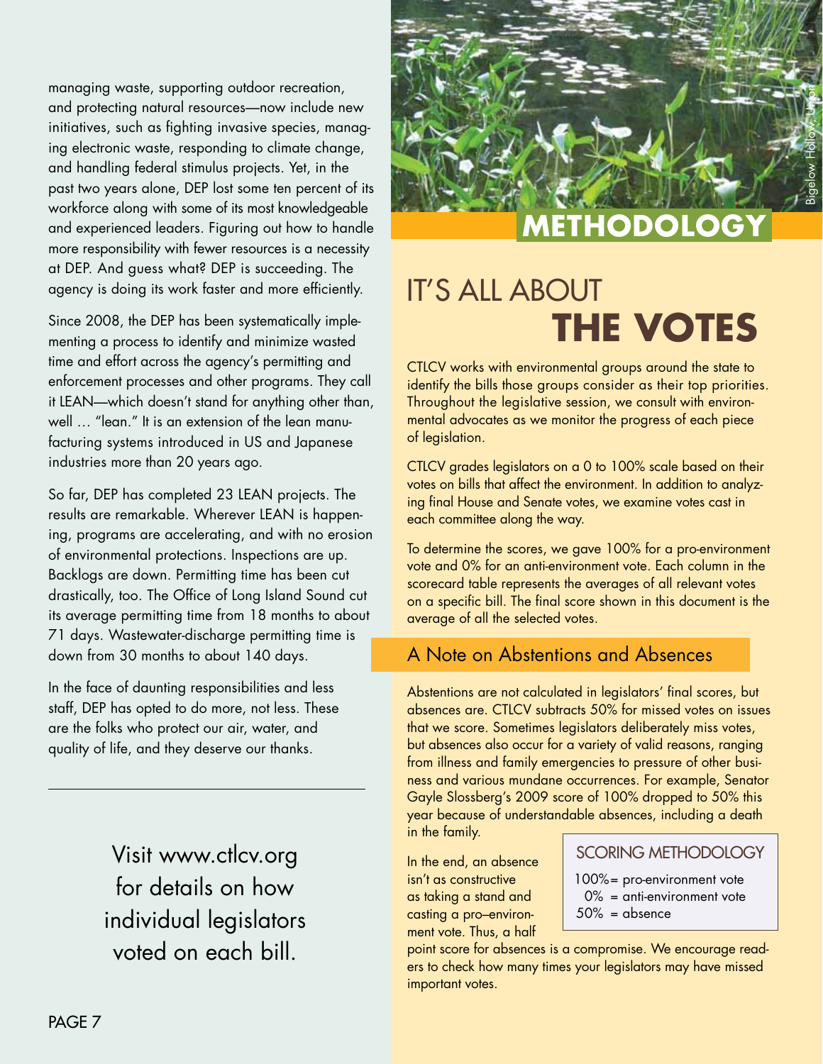managing waste, supporting outdoor recreation, and protecting natural resources—now include new initiatives, such as fighting invasive species, managing electronic waste, responding to climate change, and handling federal stimulus projects. Yet, in the past two years alone, DEP lost some ten percent of its workforce along with some of its most knowledgeable and experienced leaders. Figuring out how to handle more responsibility with fewer resources is a necessity at DEP. And guess what? DEP is succeeding. The agency is doing its work faster and more efficiently.

Since 2008, the DEP has been systematically implementing a process to identify and minimize wasted time and effort across the agency's permitting and enforcement processes and other programs. They call it LEAN—which doesn't stand for anything other than, well ... "lean." It is an extension of the lean manufacturing systems introduced in US and Japanese industries more than 20 years ago.

So far, DEP has completed 23 LEAN projects. The results are remarkable. Wherever LEAN is happening, programs are accelerating, and with no erosion of environmental protections. Inspections are up. Backlogs are down. Permitting time has been cut drastically, too. The Office of Long Island Sound cut its average permitting time from 18 months to about 71 days. Wastewater-discharge permitting time is down from 30 months to about 140 days.

In the face of daunting responsibilities and less staff, DEP has opted to do more, not less. These are the folks who protect our air, water, and quality of life, and they deserve our thanks.

---

Visit www.ctlcv.org for details on how individual legislators voted on each bill.

Bigelow Hollow, Union

# METHODOLOGY

## IT'S ALL ABOUT THE VOTES

CTLCV works with environmental groups around the state to identify the bills those groups consider as their top priorities. Throughout the legislative session, we consult with environmental advocates as we monitor the progress of each piece of legislation.

CTLCV grades legislators on a 0 to 100% scale based on their votes on bills that affect the environment. In addition to analyzing final House and Senate votes, we examine votes cast in each committee along the way.

To determine the scores, we gave 100% for a pro-environment vote and 0% for an anti-environment vote. Each column in the scorecard table represents the averages of all relevant votes on a specific bill. The final score shown in this document is the average of all the selected votes.

### A Note on Abstentions and Absences

Abstentions are not calculated in legislators' final scores, but absences are. CTLCV subtracts 50% for missed votes on issues that we score. Sometimes legislators deliberately miss votes, but absences also occur for a variety of valid reasons, ranging from illness and family emergencies to pressure of other business and various mundane occurrences. For example, Senator Gayle Slossberg's 2009 score of 100% dropped to 50% this year because of understandable absences, including a death in the family.

In the end, an absence isn't as constructive as taking a stand and casting a pro–environment vote. Thus, a half point score for absences is a compromise. We encourage readers to check how many times your legislators may have missed important votes.

#### SCORING METHODOLOGY

100%= pro-environment vote
0% = anti-environment vote
50% = absence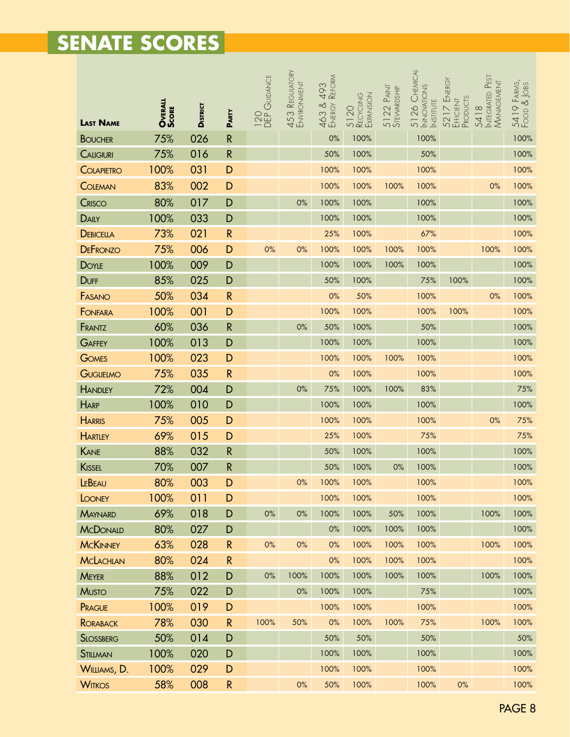# SENATE SCORES

| Last Name | Overall Score | District | Party | 120 DEP Guidance | 453 Regulatory Environment | 463 & 493 Energy Reform | 5120 Recycling Expansion | 5122 Paint Stewardship | 5126 Chemical Innovations Institute | 5217 Energy Efficient Products | 5418 Integrated Pest Management | 5419 Farms, Food & Jobs |
|---|---|---|---|---|---|---|---|---|---|---|---|---|
| Boucher | 75% | 026 | R | | | 0% | 100% | | 100% | | | 100% |
| Caligiuri | 75% | 016 | R | | | 50% | 100% | | 50% | | | 100% |
| Colapietro | 100% | 031 | D | | | 100% | 100% | | 100% | | | 100% |
| Coleman | 83% | 002 | D | | | 100% | 100% | 100% | 100% | | 0% | 100% |
| Crisco | 80% | 017 | D | | 0% | 100% | 100% | | 100% | | | 100% |
| Daily | 100% | 033 | D | | | 100% | 100% | | 100% | | | 100% |
| Debicella | 73% | 021 | R | | | 25% | 100% | | 67% | | | 100% |
| DeFronzo | 75% | 006 | D | 0% | 0% | 100% | 100% | 100% | 100% | | 100% | 100% |
| Doyle | 100% | 009 | D | | | 100% | 100% | 100% | 100% | | | 100% |
| Duff | 85% | 025 | D | | | 50% | 100% | | 75% | 100% | | 100% |
| Fasano | 50% | 034 | R | | | 0% | 50% | | 100% | | 0% | 100% |
| Fonfara | 100% | 001 | D | | | 100% | 100% | | 100% | 100% | | 100% |
| Frantz | 60% | 036 | R | | 0% | 50% | 100% | | 50% | | | 100% |
| Gaffey | 100% | 013 | D | | | 100% | 100% | | 100% | | | 100% |
| Gomes | 100% | 023 | D | | | 100% | 100% | 100% | 100% | | | 100% |
| Guglielmo | 75% | 035 | R | | | 0% | 100% | | 100% | | | 100% |
| Handley | 72% | 004 | D | | 0% | 75% | 100% | 100% | 83% | | | 75% |
| Harp | 100% | 010 | D | | | 100% | 100% | | 100% | | | 100% |
| Harris | 75% | 005 | D | | | 100% | 100% | | 100% | | 0% | 75% |
| Hartley | 69% | 015 | D | | | 25% | 100% | | 75% | | | 75% |
| Kane | 88% | 032 | R | | | 50% | 100% | | 100% | | | 100% |
| Kissel | 70% | 007 | R | | | 50% | 100% | 0% | 100% | | | 100% |
| LeBeau | 80% | 003 | D | | 0% | 100% | 100% | | 100% | | | 100% |
| Looney | 100% | 011 | D | | | 100% | 100% | | 100% | | | 100% |
| Maynard | 69% | 018 | D | 0% | 0% | 100% | 100% | 50% | 100% | | 100% | 100% |
| McDonald | 80% | 027 | D | | | 0% | 100% | 100% | 100% | | | 100% |
| McKinney | 63% | 028 | R | 0% | 0% | 0% | 100% | 100% | 100% | | 100% | 100% |
| McLachlan | 80% | 024 | R | | | 0% | 100% | 100% | 100% | | | 100% |
| Meyer | 88% | 012 | D | 0% | 100% | 100% | 100% | 100% | 100% | | 100% | 100% |
| Musto | 75% | 022 | D | | 0% | 100% | 100% | | 75% | | | 100% |
| Prague | 100% | 019 | D | | | 100% | 100% | | 100% | | | 100% |
| Roraback | 78% | 030 | R | 100% | 50% | 0% | 100% | 100% | 75% | | 100% | 100% |
| Slossberg | 50% | 014 | D | | | 50% | 50% | | 50% | | | 50% |
| Stillman | 100% | 020 | D | | | 100% | 100% | | 100% | | | 100% |
| Williams, D. | 100% | 029 | D | | | 100% | 100% | | 100% | | | 100% |
| Witkos | 58% | 008 | R | | 0% | 50% | 100% | | 100% | 0% | | 100% |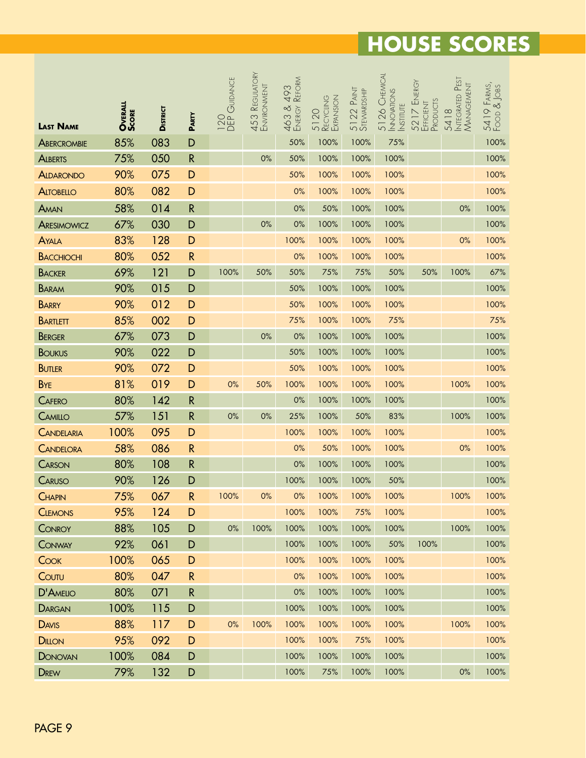# HOUSE SCORES

| Last Name | Overall Score | District | Party | 120 DEP Guidance | 453 Regulatory Environment | 463 & 493 Energy Reform | 5120 Recycling Expansion | 5122 Paint Stewardship | 5126 Chemical Innovations Institute | 5217 Energy Efficient Products | 5418 Integrated Pest Management | 5419 Farms, Food & Jobs |
|---|---|---|---|---|---|---|---|---|---|---|---|---|
| Abercrombie | 85% | 083 | D | | | 50% | 100% | 100% | 75% | | | 100% |
| Alberts | 75% | 050 | R | | 0% | 50% | 100% | 100% | 100% | | | 100% |
| Aldarondo | 90% | 075 | D | | | 50% | 100% | 100% | 100% | | | 100% |
| Altobello | 80% | 082 | D | | | 0% | 100% | 100% | 100% | | | 100% |
| Aman | 58% | 014 | R | | | 0% | 50% | 100% | 100% | | 0% | 100% |
| Aresimowicz | 67% | 030 | D | | 0% | 0% | 100% | 100% | 100% | | | 100% |
| Ayala | 83% | 128 | D | | | 100% | 100% | 100% | 100% | | 0% | 100% |
| Bacchiochi | 80% | 052 | R | | | 0% | 100% | 100% | 100% | | | 100% |
| Backer | 69% | 121 | D | 100% | 50% | 50% | 75% | 75% | 50% | 50% | 100% | 67% |
| Baram | 90% | 015 | D | | | 50% | 100% | 100% | 100% | | | 100% |
| Barry | 90% | 012 | D | | | 50% | 100% | 100% | 100% | | | 100% |
| Bartlett | 85% | 002 | D | | | 75% | 100% | 100% | 75% | | | 75% |
| Berger | 67% | 073 | D | | 0% | 0% | 100% | 100% | 100% | | | 100% |
| Boukus | 90% | 022 | D | | | 50% | 100% | 100% | 100% | | | 100% |
| Butler | 90% | 072 | D | | | 50% | 100% | 100% | 100% | | | 100% |
| Bye | 81% | 019 | D | 0% | 50% | 100% | 100% | 100% | 100% | | 100% | 100% |
| Cafero | 80% | 142 | R | | | 0% | 100% | 100% | 100% | | | 100% |
| Camillo | 57% | 151 | R | 0% | 0% | 25% | 100% | 50% | 83% | | 100% | 100% |
| Candelaria | 100% | 095 | D | | | 100% | 100% | 100% | 100% | | | 100% |
| Candelora | 58% | 086 | R | | | 0% | 50% | 100% | 100% | | 0% | 100% |
| Carson | 80% | 108 | R | | | 0% | 100% | 100% | 100% | | | 100% |
| Caruso | 90% | 126 | D | | | 100% | 100% | 100% | 50% | | | 100% |
| Chapin | 75% | 067 | R | 100% | 0% | 0% | 100% | 100% | 100% | | 100% | 100% |
| Clemons | 95% | 124 | D | | | 100% | 100% | 75% | 100% | | | 100% |
| Conroy | 88% | 105 | D | 0% | 100% | 100% | 100% | 100% | 100% | | 100% | 100% |
| Conway | 92% | 061 | D | | | 100% | 100% | 100% | 50% | 100% | | 100% |
| Cook | 100% | 065 | D | | | 100% | 100% | 100% | 100% | | | 100% |
| Coutu | 80% | 047 | R | | | 0% | 100% | 100% | 100% | | | 100% |
| D'Amelio | 80% | 071 | R | | | 0% | 100% | 100% | 100% | | | 100% |
| Dargan | 100% | 115 | D | | | 100% | 100% | 100% | 100% | | | 100% |
| Davis | 88% | 117 | D | 0% | 100% | 100% | 100% | 100% | 100% | | 100% | 100% |
| Dillon | 95% | 092 | D | | | 100% | 100% | 75% | 100% | | | 100% |
| Donovan | 100% | 084 | D | | | 100% | 100% | 100% | 100% | | | 100% |
| Drew | 79% | 132 | D | | | 100% | 75% | 100% | 100% | | 0% | 100% |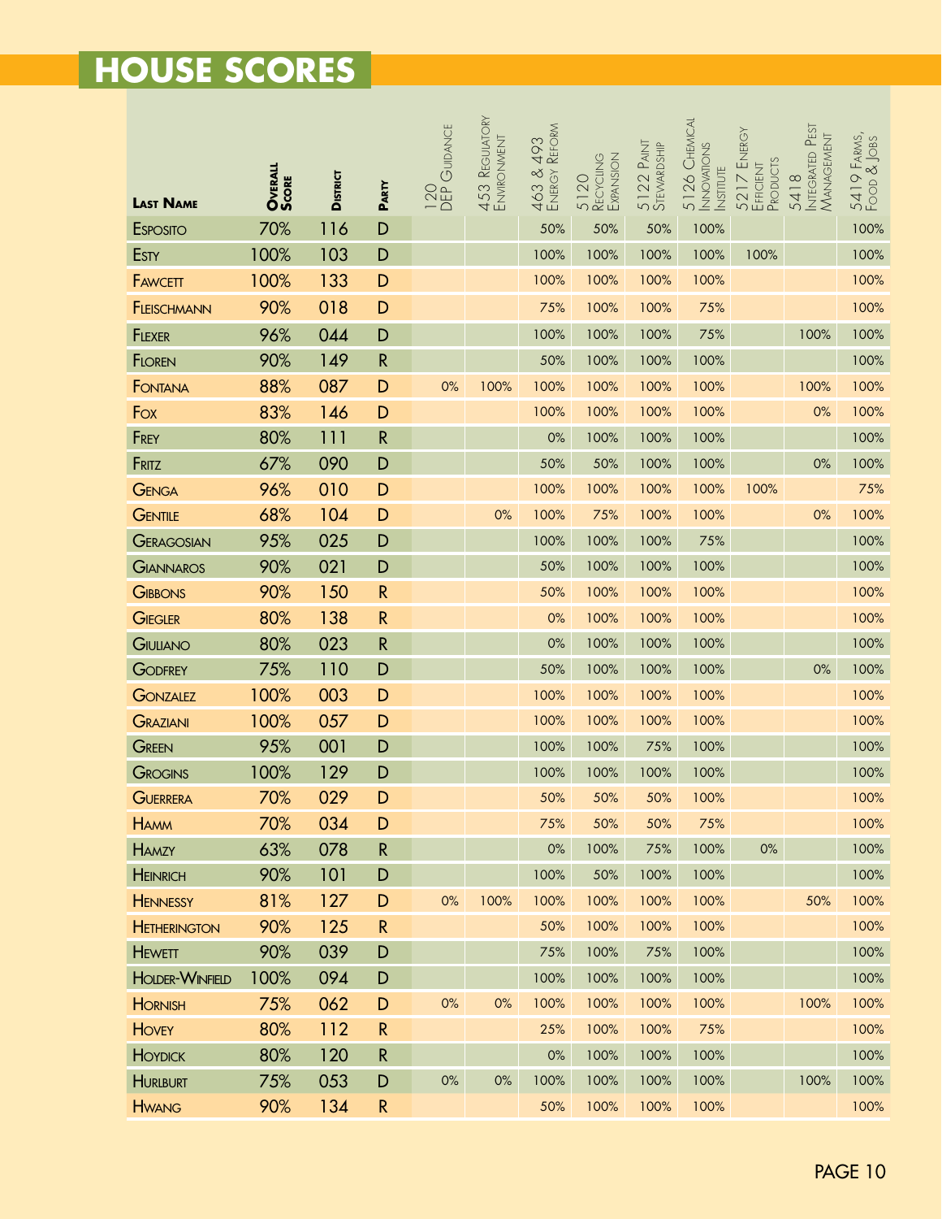# HOUSE SCORES

| Last Name | Overall Score | District | Party | 120 DEP Guidance | 453 Regulatory Environment | 463 & 493 Energy Reform | 5120 Recycling Expansion | 5122 Paint Stewardship | 5126 Chemical Innovations Institute | 5217 Energy Efficient Products | 5418 Integrated Pest Management | 5419 Farms, Food & Jobs |
|---|---|---|---|---|---|---|---|---|---|---|---|---|
| Esposito | 70% | 116 | D | | | 50% | 50% | 50% | 100% | | | 100% |
| Esty | 100% | 103 | D | | | 100% | 100% | 100% | 100% | 100% | | 100% |
| Fawcett | 100% | 133 | D | | | 100% | 100% | 100% | 100% | | | 100% |
| Fleischmann | 90% | 018 | D | | | 75% | 100% | 100% | 75% | | | 100% |
| Flexer | 96% | 044 | D | | | 100% | 100% | 100% | 75% | | 100% | 100% |
| Floren | 90% | 149 | R | | | 50% | 100% | 100% | 100% | | | 100% |
| Fontana | 88% | 087 | D | 0% | 100% | 100% | 100% | 100% | 100% | | 100% | 100% |
| Fox | 83% | 146 | D | | | 100% | 100% | 100% | 100% | | 0% | 100% |
| Frey | 80% | 111 | R | | | 0% | 100% | 100% | 100% | | | 100% |
| Fritz | 67% | 090 | D | | | 50% | 50% | 100% | 100% | | 0% | 100% |
| Genga | 96% | 010 | D | | | 100% | 100% | 100% | 100% | 100% | | 75% |
| Gentile | 68% | 104 | D | | 0% | 100% | 75% | 100% | 100% | | 0% | 100% |
| Geragosian | 95% | 025 | D | | | 100% | 100% | 100% | 75% | | | 100% |
| Giannaros | 90% | 021 | D | | | 50% | 100% | 100% | 100% | | | 100% |
| Gibbons | 90% | 150 | R | | | 50% | 100% | 100% | 100% | | | 100% |
| Giegler | 80% | 138 | R | | | 0% | 100% | 100% | 100% | | | 100% |
| Giuliano | 80% | 023 | R | | | 0% | 100% | 100% | 100% | | | 100% |
| Godfrey | 75% | 110 | D | | | 50% | 100% | 100% | 100% | | 0% | 100% |
| Gonzalez | 100% | 003 | D | | | 100% | 100% | 100% | 100% | | | 100% |
| Graziani | 100% | 057 | D | | | 100% | 100% | 100% | 100% | | | 100% |
| Green | 95% | 001 | D | | | 100% | 100% | 75% | 100% | | | 100% |
| Grogins | 100% | 129 | D | | | 100% | 100% | 100% | 100% | | | 100% |
| Guerrera | 70% | 029 | D | | | 50% | 50% | 50% | 100% | | | 100% |
| Hamm | 70% | 034 | D | | | 75% | 50% | 50% | 75% | | | 100% |
| Hamzy | 63% | 078 | R | | | 0% | 100% | 75% | 100% | 0% | | 100% |
| Heinrich | 90% | 101 | D | | | 100% | 50% | 100% | 100% | | | 100% |
| Hennessy | 81% | 127 | D | 0% | 100% | 100% | 100% | 100% | 100% | | 50% | 100% |
| Hetherington | 90% | 125 | R | | | 50% | 100% | 100% | 100% | | | 100% |
| Hewett | 90% | 039 | D | | | 75% | 100% | 75% | 100% | | | 100% |
| Holder-Winfield | 100% | 094 | D | | | 100% | 100% | 100% | 100% | | | 100% |
| Hornish | 75% | 062 | D | 0% | 0% | 100% | 100% | 100% | 100% | | 100% | 100% |
| Hovey | 80% | 112 | R | | | 25% | 100% | 100% | 75% | | | 100% |
| Hoydick | 80% | 120 | R | | | 0% | 100% | 100% | 100% | | | 100% |
| Hurlburt | 75% | 053 | D | 0% | 0% | 100% | 100% | 100% | 100% | | 100% | 100% |
| Hwang | 90% | 134 | R | | | 50% | 100% | 100% | 100% | | | 100% |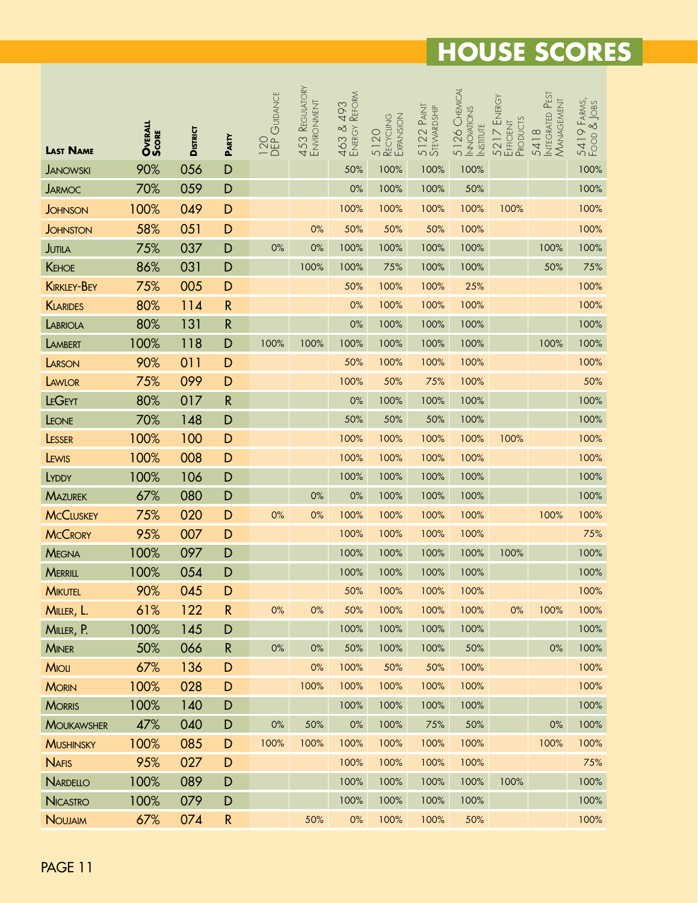# HOUSE SCORES

| Last Name | Overall Score | District | Party | 120 DEP Guidance | 453 Regulatory Environment | 463 & 493 Energy Reform | 5120 Recycling Expansion | 5122 Paint Stewardship | 5126 Chemical Innovations Institute | 5217 Energy Efficient Products | 5418 Integrated Pest Management | 5419 Farms, Food & Jobs |
|---|---|---|---|---|---|---|---|---|---|---|---|---|
| Janowski | 90% | 056 | D | | | 50% | 100% | 100% | 100% | | | 100% |
| Jarmoc | 70% | 059 | D | | | 0% | 100% | 100% | 50% | | | 100% |
| Johnson | 100% | 049 | D | | | 100% | 100% | 100% | 100% | 100% | | 100% |
| Johnston | 58% | 051 | D | | 0% | 50% | 50% | 50% | 100% | | | 100% |
| Jutila | 75% | 037 | D | 0% | 0% | 100% | 100% | 100% | 100% | | 100% | 100% |
| Kehoe | 86% | 031 | D | | 100% | 100% | 75% | 100% | 100% | | 50% | 75% |
| Kirkley-Bey | 75% | 005 | D | | | 50% | 100% | 100% | 25% | | | 100% |
| Klarides | 80% | 114 | R | | | 0% | 100% | 100% | 100% | | | 100% |
| Labriola | 80% | 131 | R | | | 0% | 100% | 100% | 100% | | | 100% |
| Lambert | 100% | 118 | D | 100% | 100% | 100% | 100% | 100% | 100% | | 100% | 100% |
| Larson | 90% | 011 | D | | | 50% | 100% | 100% | 100% | | | 100% |
| Lawlor | 75% | 099 | D | | | 100% | 50% | 75% | 100% | | | 50% |
| LeGeyt | 80% | 017 | R | | | 0% | 100% | 100% | 100% | | | 100% |
| Leone | 70% | 148 | D | | | 50% | 50% | 50% | 100% | | | 100% |
| Lesser | 100% | 100 | D | | | 100% | 100% | 100% | 100% | 100% | | 100% |
| Lewis | 100% | 008 | D | | | 100% | 100% | 100% | 100% | | | 100% |
| Lyddy | 100% | 106 | D | | | 100% | 100% | 100% | 100% | | | 100% |
| Mazurek | 67% | 080 | D | | 0% | 0% | 100% | 100% | 100% | | | 100% |
| McCluskey | 75% | 020 | D | 0% | 0% | 100% | 100% | 100% | 100% | | 100% | 100% |
| McCrory | 95% | 007 | D | | | 100% | 100% | 100% | 100% | | | 75% |
| Megna | 100% | 097 | D | | | 100% | 100% | 100% | 100% | 100% | | 100% |
| Merrill | 100% | 054 | D | | | 100% | 100% | 100% | 100% | | | 100% |
| Mikutel | 90% | 045 | D | | | 50% | 100% | 100% | 100% | | | 100% |
| Miller, L. | 61% | 122 | R | 0% | 0% | 50% | 100% | 100% | 100% | 0% | 100% | 100% |
| Miller, P. | 100% | 145 | D | | | 100% | 100% | 100% | 100% | | | 100% |
| Miner | 50% | 066 | R | 0% | 0% | 50% | 100% | 100% | 50% | | 0% | 100% |
| Mioli | 67% | 136 | D | | 0% | 100% | 50% | 50% | 100% | | | 100% |
| Morin | 100% | 028 | D | | 100% | 100% | 100% | 100% | 100% | | | 100% |
| Morris | 100% | 140 | D | | | 100% | 100% | 100% | 100% | | | 100% |
| Moukawsher | 47% | 040 | D | 0% | 50% | 0% | 100% | 75% | 50% | | 0% | 100% |
| Mushinsky | 100% | 085 | D | 100% | 100% | 100% | 100% | 100% | 100% | | 100% | 100% |
| Nafis | 95% | 027 | D | | | 100% | 100% | 100% | 100% | | | 75% |
| Nardello | 100% | 089 | D | | | 100% | 100% | 100% | 100% | 100% | | 100% |
| Nicastro | 100% | 079 | D | | | 100% | 100% | 100% | 100% | | | 100% |
| Noujaim | 67% | 074 | R | | 50% | 0% | 100% | 100% | 50% | | | 100% |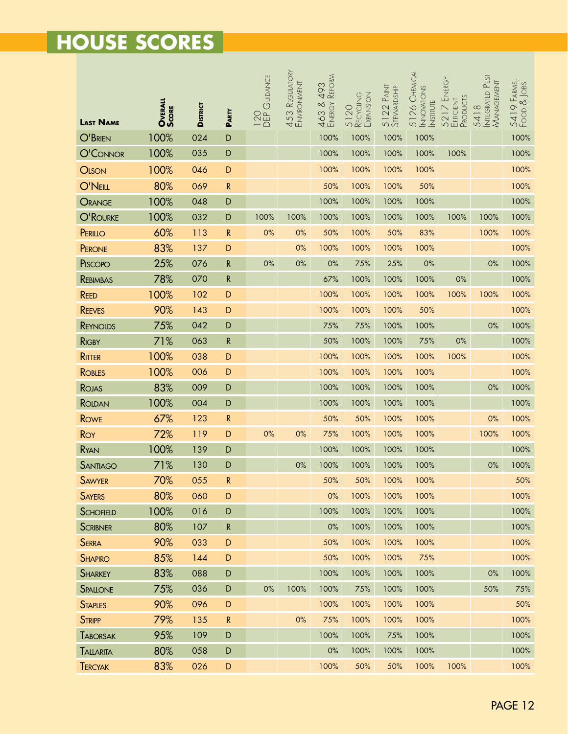## HOUSE SCORES

| Last Name | Overall Score | District | Party | 120 DEP Guidance | 453 Regulatory Environment | 463 & 493 Energy Reform | 5120 Recycling Expansion | 5122 Paint Stewardship | 5126 Chemical Innovations Institute | 5217 Energy Efficient Products | 5418 Integrated Pest Management | 5419 Farms, Food & Jobs |
|---|---|---|---|---|---|---|---|---|---|---|---|---|
| O'Brien | 100% | 024 | D | | | 100% | 100% | 100% | 100% | | | 100% |
| O'Connor | 100% | 035 | D | | | 100% | 100% | 100% | 100% | 100% | | 100% |
| Olson | 100% | 046 | D | | | 100% | 100% | 100% | 100% | | | 100% |
| O'Neill | 80% | 069 | R | | | 50% | 100% | 100% | 50% | | | 100% |
| Orange | 100% | 048 | D | | | 100% | 100% | 100% | 100% | | | 100% |
| O'Rourke | 100% | 032 | D | 100% | 100% | 100% | 100% | 100% | 100% | 100% | 100% | 100% |
| Perillo | 60% | 113 | R | 0% | 0% | 50% | 100% | 50% | 83% | | 100% | 100% |
| Perone | 83% | 137 | D | | 0% | 100% | 100% | 100% | 100% | | | 100% |
| Piscopo | 25% | 076 | R | 0% | 0% | 0% | 75% | 25% | 0% | | 0% | 100% |
| Rebimbas | 78% | 070 | R | | | 67% | 100% | 100% | 100% | 0% | | 100% |
| Reed | 100% | 102 | D | | | 100% | 100% | 100% | 100% | 100% | 100% | 100% |
| Reeves | 90% | 143 | D | | | 100% | 100% | 100% | 50% | | | 100% |
| Reynolds | 75% | 042 | D | | | 75% | 75% | 100% | 100% | | 0% | 100% |
| Rigby | 71% | 063 | R | | | 50% | 100% | 100% | 75% | 0% | | 100% |
| Ritter | 100% | 038 | D | | | 100% | 100% | 100% | 100% | 100% | | 100% |
| Robles | 100% | 006 | D | | | 100% | 100% | 100% | 100% | | | 100% |
| Rojas | 83% | 009 | D | | | 100% | 100% | 100% | 100% | | 0% | 100% |
| Roldan | 100% | 004 | D | | | 100% | 100% | 100% | 100% | | | 100% |
| Rowe | 67% | 123 | R | | | 50% | 50% | 100% | 100% | | 0% | 100% |
| Roy | 72% | 119 | D | 0% | 0% | 75% | 100% | 100% | 100% | | 100% | 100% |
| Ryan | 100% | 139 | D | | | 100% | 100% | 100% | 100% | | | 100% |
| Santiago | 71% | 130 | D | | 0% | 100% | 100% | 100% | 100% | | 0% | 100% |
| Sawyer | 70% | 055 | R | | | 50% | 50% | 100% | 100% | | | 50% |
| Sayers | 80% | 060 | D | | | 0% | 100% | 100% | 100% | | | 100% |
| Schofield | 100% | 016 | D | | | 100% | 100% | 100% | 100% | | | 100% |
| Scribner | 80% | 107 | R | | | 0% | 100% | 100% | 100% | | | 100% |
| Serra | 90% | 033 | D | | | 50% | 100% | 100% | 100% | | | 100% |
| Shapiro | 85% | 144 | D | | | 50% | 100% | 100% | 75% | | | 100% |
| Sharkey | 83% | 088 | D | | | 100% | 100% | 100% | 100% | | 0% | 100% |
| Spallone | 75% | 036 | D | 0% | 100% | 100% | 75% | 100% | 100% | | 50% | 75% |
| Staples | 90% | 096 | D | | | 100% | 100% | 100% | 100% | | | 50% |
| Stripp | 79% | 135 | R | | 0% | 75% | 100% | 100% | 100% | | | 100% |
| Taborsak | 95% | 109 | D | | | 100% | 100% | 75% | 100% | | | 100% |
| Tallarita | 80% | 058 | D | | | 0% | 100% | 100% | 100% | | | 100% |
| Tercyak | 83% | 026 | D | | | 100% | 50% | 50% | 100% | 100% | | 100% |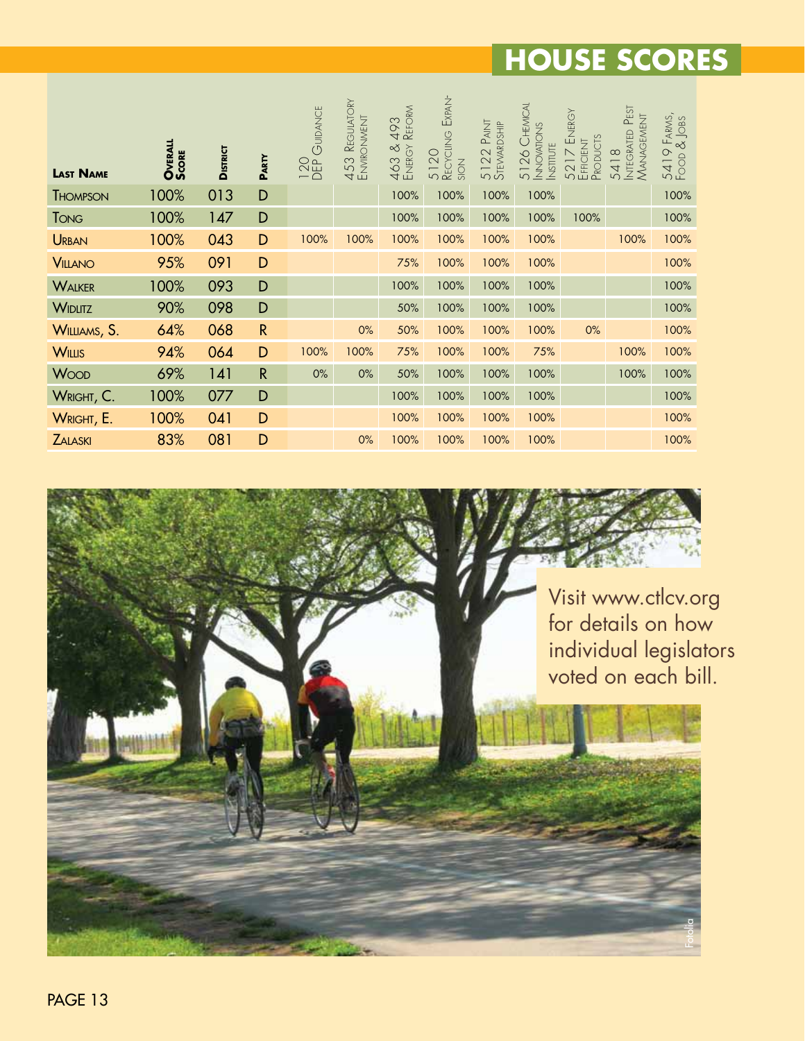# HOUSE SCORES

| Last Name | Overall Score | District | Party | 120 DEP Guidance | 453 Regulatory Environment | 463 & 493 Energy Reform | 5120 Recycling Expansion | 5122 Paint Stewardship | 5126 Chemical Innovations Institute | 5217 Energy Efficient Products | 5418 Integrated Pest Management | 5419 Farms, Food & Jobs |
|---|---|---|---|---|---|---|---|---|---|---|---|---|
| Thompson | 100% | 013 | D | | | 100% | 100% | 100% | 100% | | | 100% |
| Tong | 100% | 147 | D | | | 100% | 100% | 100% | 100% | 100% | | 100% |
| Urban | 100% | 043 | D | 100% | 100% | 100% | 100% | 100% | 100% | | 100% | 100% |
| Villano | 95% | 091 | D | | | 75% | 100% | 100% | 100% | | | 100% |
| Walker | 100% | 093 | D | | | 100% | 100% | 100% | 100% | | | 100% |
| Widlitz | 90% | 098 | D | | | 50% | 100% | 100% | 100% | | | 100% |
| Williams, S. | 64% | 068 | R | | 0% | 50% | 100% | 100% | 100% | 0% | | 100% |
| Willis | 94% | 064 | D | 100% | 100% | 75% | 100% | 100% | 75% | | 100% | 100% |
| Wood | 69% | 141 | R | 0% | 0% | 50% | 100% | 100% | 100% | | 100% | 100% |
| Wright, C. | 100% | 077 | D | | | 100% | 100% | 100% | 100% | | | 100% |
| Wright, E. | 100% | 041 | D | | | 100% | 100% | 100% | 100% | | | 100% |
| Zalaski | 83% | 081 | D | | 0% | 100% | 100% | 100% | 100% | | | 100% |

Visit www.ctlcv.org for details on how individual legislators voted on each bill.

Fotolia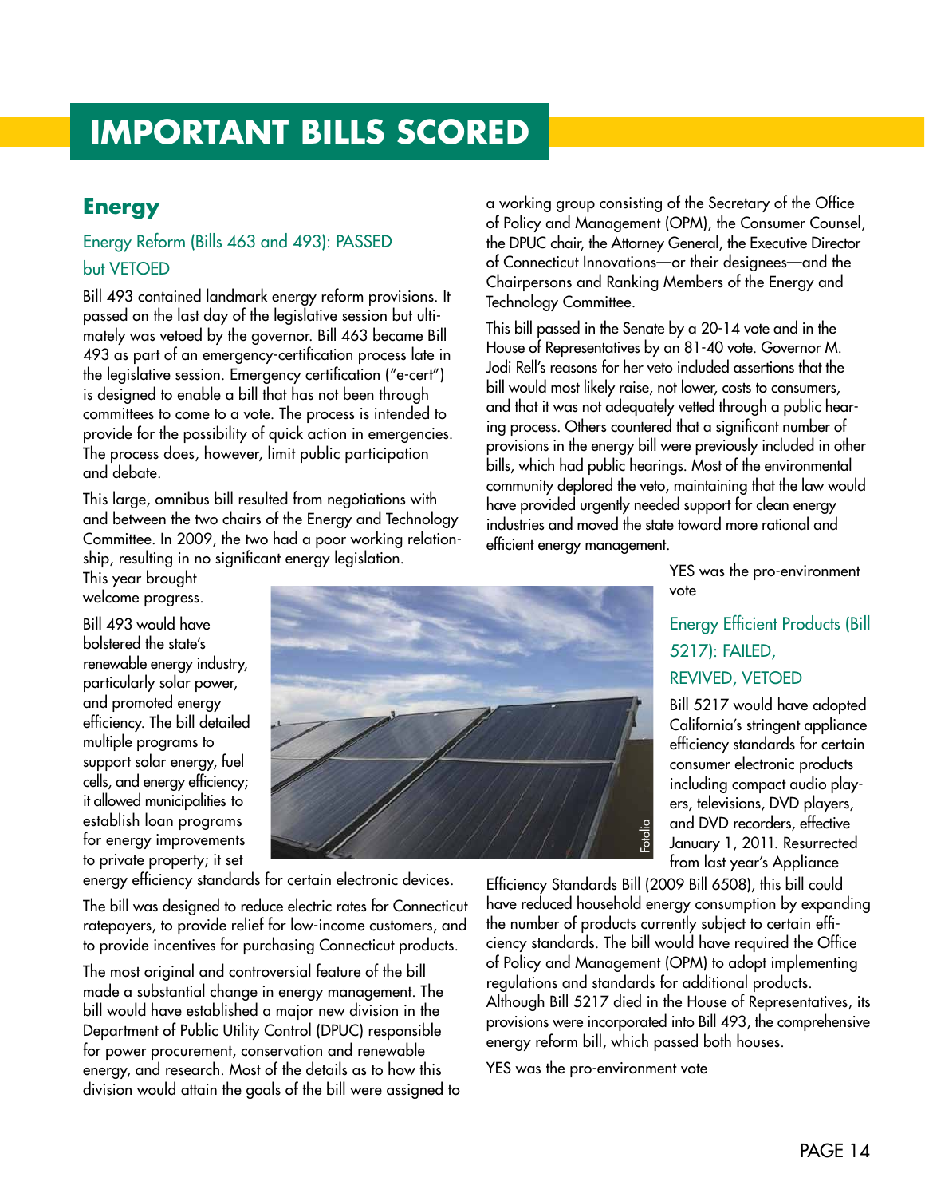# IMPORTANT BILLS SCORED

## Energy

### Energy Reform (Bills 463 and 493): PASSED but VETOED

Bill 493 contained landmark energy reform provisions. It passed on the last day of the legislative session but ultimately was vetoed by the governor. Bill 463 became Bill 493 as part of an emergency-certification process late in the legislative session. Emergency certification ("e-cert") is designed to enable a bill that has not been through committees to come to a vote. The process is intended to provide for the possibility of quick action in emergencies. The process does, however, limit public participation and debate.

This large, omnibus bill resulted from negotiations with and between the two chairs of the Energy and Technology Committee. In 2009, the two had a poor working relationship, resulting in no significant energy legislation. This year brought welcome progress.

Bill 493 would have bolstered the state's renewable energy industry, particularly solar power, and promoted energy efficiency. The bill detailed multiple programs to support solar energy, fuel cells, and energy efficiency; it allowed municipalities to establish loan programs for energy improvements to private property; it set energy efficiency standards for certain electronic devices.

The bill was designed to reduce electric rates for Connecticut ratepayers, to provide relief for low-income customers, and to provide incentives for purchasing Connecticut products.

The most original and controversial feature of the bill made a substantial change in energy management. The bill would have established a major new division in the Department of Public Utility Control (DPUC) responsible for power procurement, conservation and renewable energy, and research. Most of the details as to how this division would attain the goals of the bill were assigned to a working group consisting of the Secretary of the Office of Policy and Management (OPM), the Consumer Counsel, the DPUC chair, the Attorney General, the Executive Director of Connecticut Innovations—or their designees—and the Chairpersons and Ranking Members of the Energy and Technology Committee.

This bill passed in the Senate by a 20-14 vote and in the House of Representatives by an 81-40 vote. Governor M. Jodi Rell's reasons for her veto included assertions that the bill would most likely raise, not lower, costs to consumers, and that it was not adequately vetted through a public hearing process. Others countered that a significant number of provisions in the energy bill were previously included in other bills, which had public hearings. Most of the environmental community deplored the veto, maintaining that the law would have provided urgently needed support for clean energy industries and moved the state toward more rational and efficient energy management.

YES was the pro-environment vote

### Energy Efficient Products (Bill 5217): FAILED, REVIVED, VETOED

Bill 5217 would have adopted California's stringent appliance efficiency standards for certain consumer electronic products including compact audio players, televisions, DVD players, and DVD recorders, effective January 1, 2011. Resurrected from last year's Appliance Efficiency Standards Bill (2009 Bill 6508), this bill could have reduced household energy consumption by expanding the number of products currently subject to certain efficiency standards. The bill would have required the Office of Policy and Management (OPM) to adopt implementing regulations and standards for additional products. Although Bill 5217 died in the House of Representatives, its provisions were incorporated into Bill 493, the comprehensive energy reform bill, which passed both houses.

YES was the pro-environment vote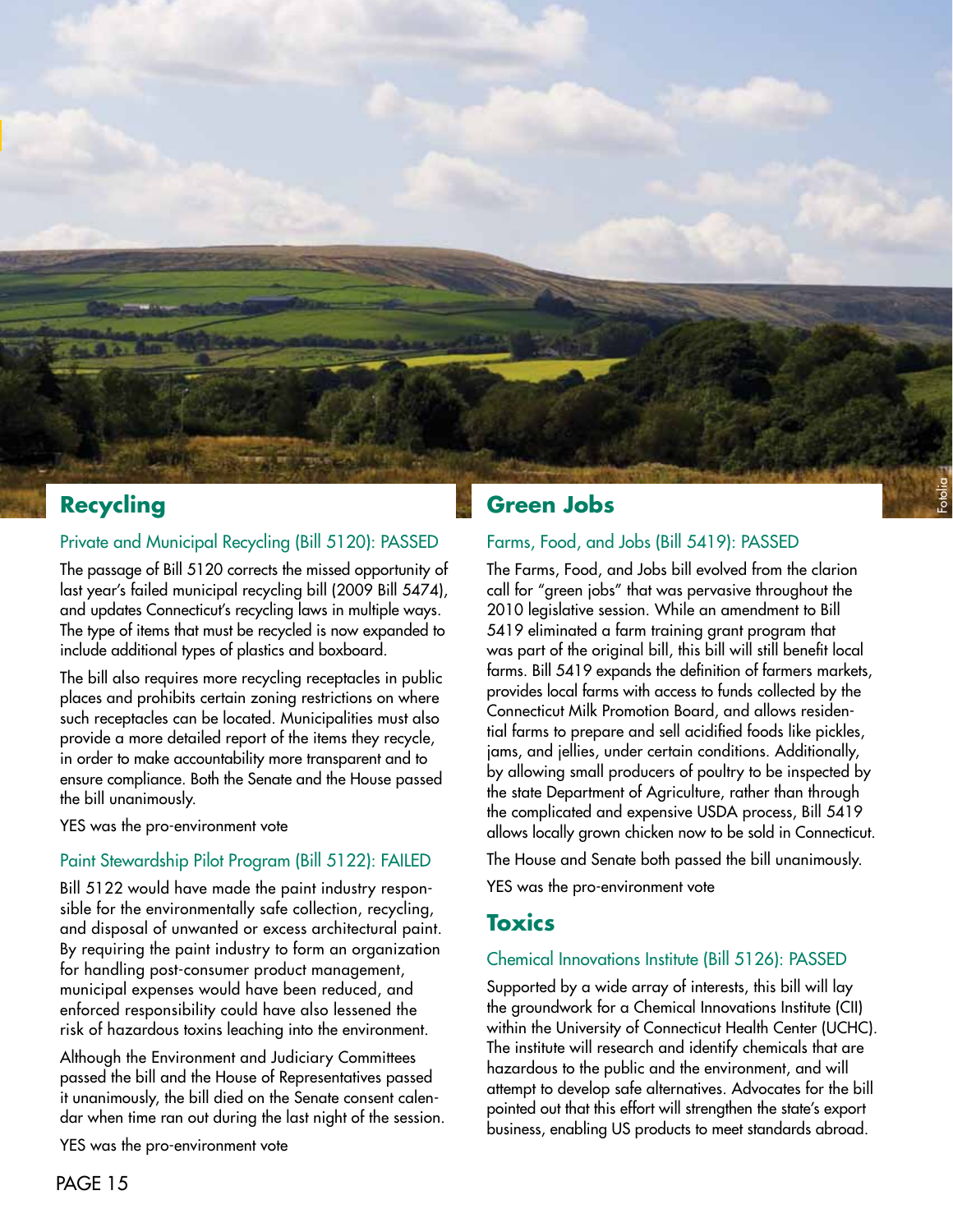## Recycling

### Private and Municipal Recycling (Bill 5120): PASSED

The passage of Bill 5120 corrects the missed opportunity of last year's failed municipal recycling bill (2009 Bill 5474), and updates Connecticut's recycling laws in multiple ways. The type of items that must be recycled is now expanded to include additional types of plastics and boxboard.

The bill also requires more recycling receptacles in public places and prohibits certain zoning restrictions on where such receptacles can be located. Municipalities must also provide a more detailed report of the items they recycle, in order to make accountability more transparent and to ensure compliance. Both the Senate and the House passed the bill unanimously.

YES was the pro-environment vote

### Paint Stewardship Pilot Program (Bill 5122): FAILED

Bill 5122 would have made the paint industry responsible for the environmentally safe collection, recycling, and disposal of unwanted or excess architectural paint. By requiring the paint industry to form an organization for handling post-consumer product management, municipal expenses would have been reduced, and enforced responsibility could have also lessened the risk of hazardous toxins leaching into the environment.

Although the Environment and Judiciary Committees passed the bill and the House of Representatives passed it unanimously, the bill died on the Senate consent calendar when time ran out during the last night of the session.

YES was the pro-environment vote

## Green Jobs

### Farms, Food, and Jobs (Bill 5419): PASSED

The Farms, Food, and Jobs bill evolved from the clarion call for "green jobs" that was pervasive throughout the 2010 legislative session. While an amendment to Bill 5419 eliminated a farm training grant program that was part of the original bill, this bill will still benefit local farms. Bill 5419 expands the definition of farmers markets, provides local farms with access to funds collected by the Connecticut Milk Promotion Board, and allows residential farms to prepare and sell acidified foods like pickles, jams, and jellies, under certain conditions. Additionally, by allowing small producers of poultry to be inspected by the state Department of Agriculture, rather than through the complicated and expensive USDA process, Bill 5419 allows locally grown chicken now to be sold in Connecticut.

The House and Senate both passed the bill unanimously.

YES was the pro-environment vote

## Toxics

### Chemical Innovations Institute (Bill 5126): PASSED

Supported by a wide array of interests, this bill will lay the groundwork for a Chemical Innovations Institute (CII) within the University of Connecticut Health Center (UCHC). The institute will research and identify chemicals that are hazardous to the public and the environment, and will attempt to develop safe alternatives. Advocates for the bill pointed out that this effort will strengthen the state's export business, enabling US products to meet standards abroad.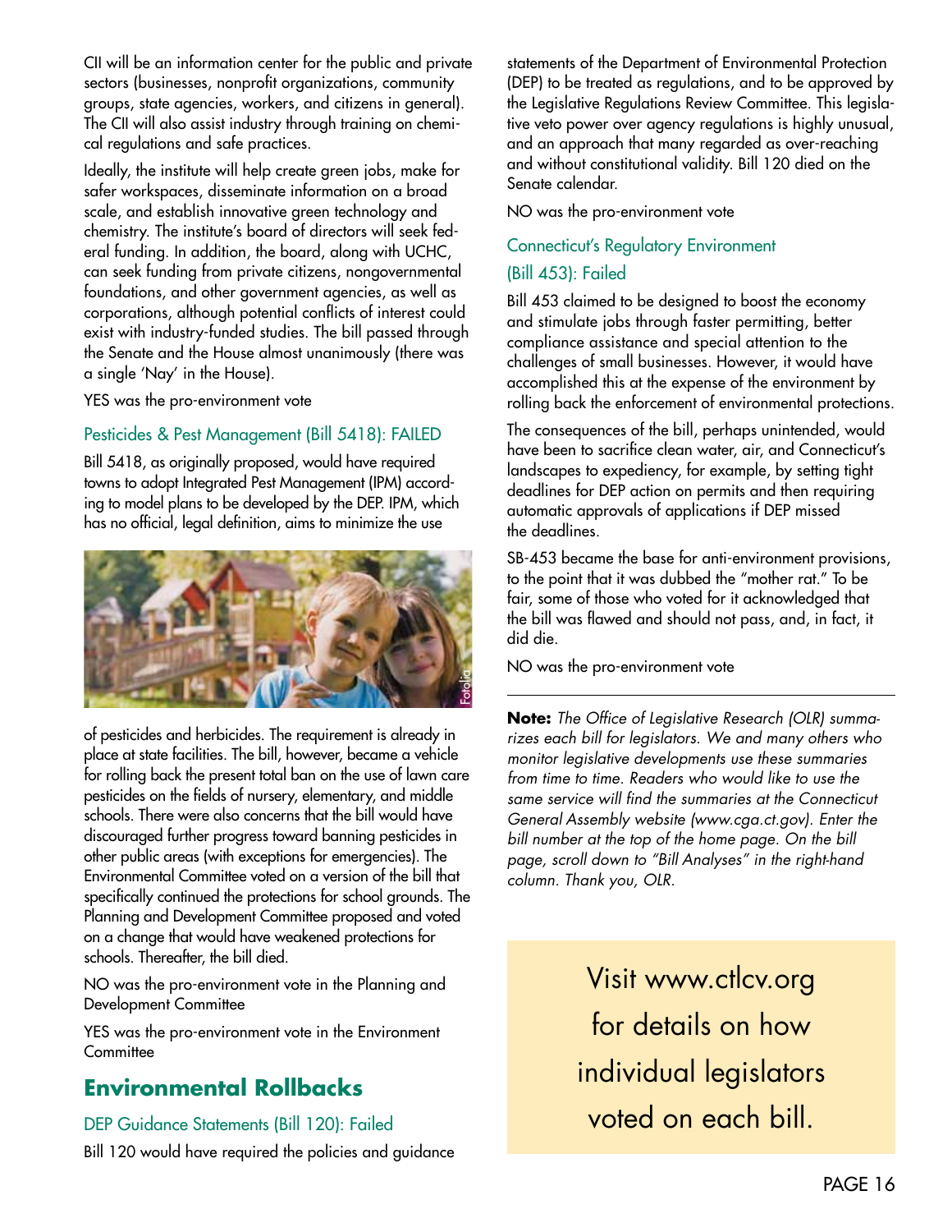CII will be an information center for the public and private sectors (businesses, nonprofit organizations, community groups, state agencies, workers, and citizens in general). The CII will also assist industry through training on chemical regulations and safe practices.

Ideally, the institute will help create green jobs, make for safer workspaces, disseminate information on a broad scale, and establish innovative green technology and chemistry. The institute's board of directors will seek federal funding. In addition, the board, along with UCHC, can seek funding from private citizens, nongovernmental foundations, and other government agencies, as well as corporations, although potential conflicts of interest could exist with industry-funded studies. The bill passed through the Senate and the House almost unanimously (there was a single 'Nay' in the House).

YES was the pro-environment vote

### Pesticides & Pest Management (Bill 5418): FAILED

Bill 5418, as originally proposed, would have required towns to adopt Integrated Pest Management (IPM) according to model plans to be developed by the DEP. IPM, which has no official, legal definition, aims to minimize the use of pesticides and herbicides. The requirement is already in place at state facilities. The bill, however, became a vehicle for rolling back the present total ban on the use of lawn care pesticides on the fields of nursery, elementary, and middle schools. There were also concerns that the bill would have discouraged further progress toward banning pesticides in other public areas (with exceptions for emergencies). The Environmental Committee voted on a version of the bill that specifically continued the protections for school grounds. The Planning and Development Committee proposed and voted on a change that would have weakened protections for schools. Thereafter, the bill died.

NO was the pro-environment vote in the Planning and Development Committee

YES was the pro-environment vote in the Environment Committee

## Environmental Rollbacks

### DEP Guidance Statements (Bill 120): Failed

Bill 120 would have required the policies and guidance statements of the Department of Environmental Protection (DEP) to be treated as regulations, and to be approved by the Legislative Regulations Review Committee. This legislative veto power over agency regulations is highly unusual, and an approach that many regarded as over-reaching and without constitutional validity. Bill 120 died on the Senate calendar.

NO was the pro-environment vote

### Connecticut's Regulatory Environment (Bill 453): Failed

Bill 453 claimed to be designed to boost the economy and stimulate jobs through faster permitting, better compliance assistance and special attention to the challenges of small businesses. However, it would have accomplished this at the expense of the environment by rolling back the enforcement of environmental protections.

The consequences of the bill, perhaps unintended, would have been to sacrifice clean water, air, and Connecticut's landscapes to expediency, for example, by setting tight deadlines for DEP action on permits and then requiring automatic approvals of applications if DEP missed the deadlines.

SB-453 became the base for anti-environment provisions, to the point that it was dubbed the "mother rat." To be fair, some of those who voted for it acknowledged that the bill was flawed and should not pass, and, in fact, it did die.

NO was the pro-environment vote

---

**Note:** *The Office of Legislative Research (OLR) summarizes each bill for legislators. We and many others who monitor legislative developments use these summaries from time to time. Readers who would like to use the same service will find the summaries at the Connecticut General Assembly website (www.cga.ct.gov). Enter the bill number at the top of the home page. On the bill page, scroll down to "Bill Analyses" in the right-hand column. Thank you, OLR.*

Visit www.ctlcv.org for details on how individual legislators voted on each bill.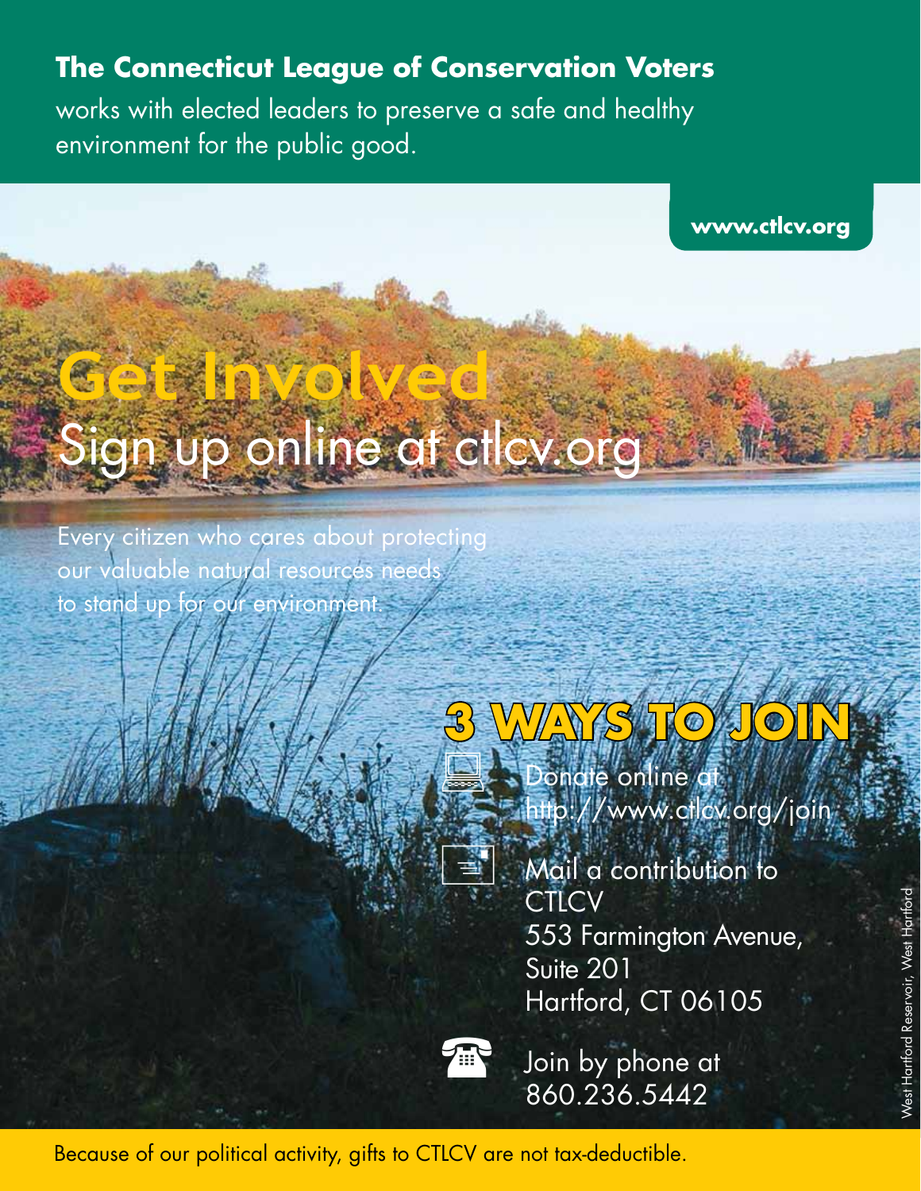**The Connecticut League of Conservation Voters**

works with elected leaders to preserve a safe and healthy environment for the public good.

**www.ctlcv.org**

# Get Involved

## Sign up online at ctlcv.org

Every citizen who cares about protecting our valuable natural resources needs to stand up for our environment.

## 3 WAYS TO JOIN

- Donate online at http://www.ctlcv.org/join
- Mail a contribution to
  CTLCV
  553 Farmington Avenue,
  Suite 201
  Hartford, CT 06105
- Join by phone at 860.236.5442

West Hartford Reservoir, West Hartford

Because of our political activity, gifts to CTLCV are not tax-deductible.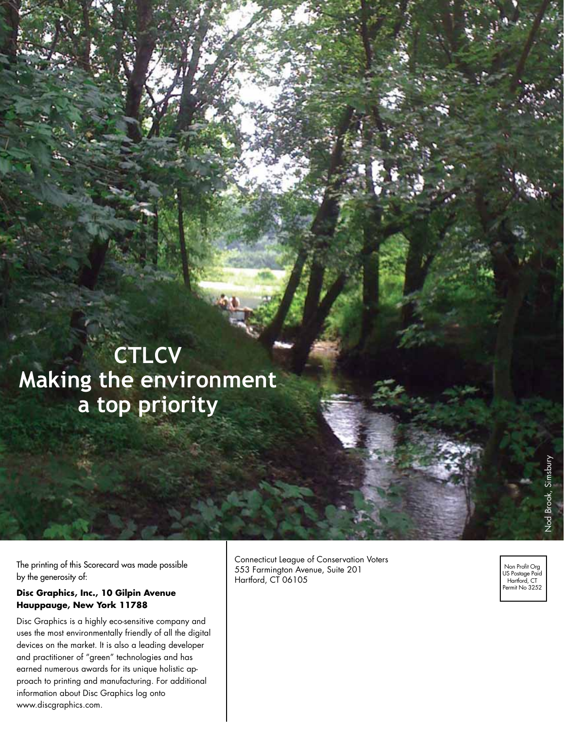# CTLCV
# Making the environment a top priority

Nod Brook, Simsbury

The printing of this Scorecard was made possible by the generosity of:

**Disc Graphics, Inc., 10 Gilpin Avenue Hauppauge, New York 11788**

Disc Graphics is a highly eco-sensitive company and uses the most environmentally friendly of all the digital devices on the market. It is also a leading developer and practitioner of "green" technologies and has earned numerous awards for its unique holistic approach to printing and manufacturing. For additional information about Disc Graphics log onto www.discgraphics.com.

Connecticut League of Conservation Voters
553 Farmington Avenue, Suite 201
Hartford, CT 06105

Non Profit Org
US Postage Paid
Hartford, CT
Permit No 3252